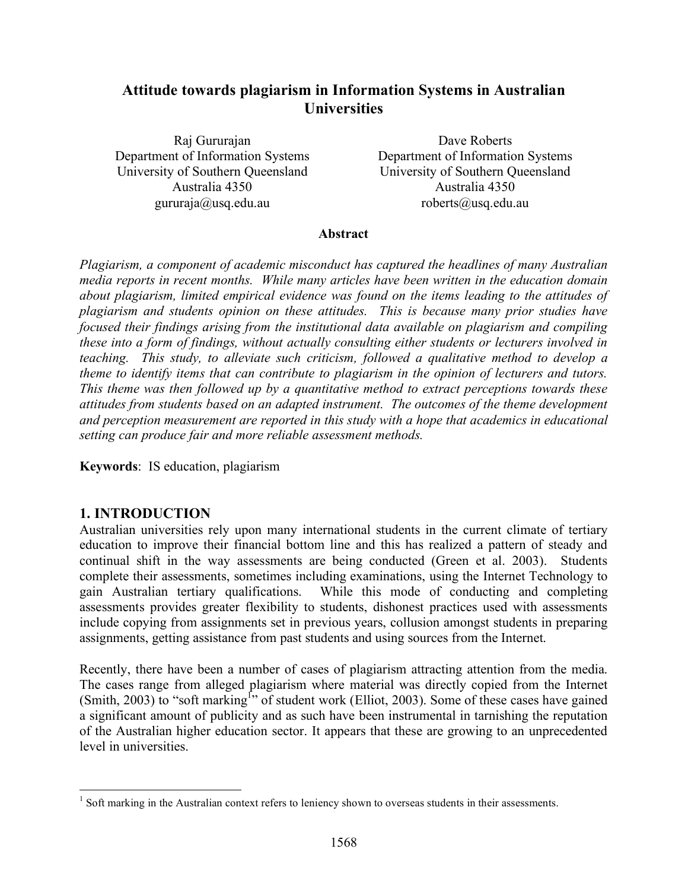# Attitude towards plagiarism in Information Systems in Australian Universities

Raj Gururajan
Department of Information Systems
University of Southern Queensland
Australia 4350
gururaja@usq.edu.au

Dave Roberts
Department of Information Systems
University of Southern Queensland
Australia 4350
roberts@usq.edu.au

**Abstract**

*Plagiarism, a component of academic misconduct has captured the headlines of many Australian media reports in recent months. While many articles have been written in the education domain about plagiarism, limited empirical evidence was found on the items leading to the attitudes of plagiarism and students opinion on these attitudes. This is because many prior studies have focused their findings arising from the institutional data available on plagiarism and compiling these into a form of findings, without actually consulting either students or lecturers involved in teaching. This study, to alleviate such criticism, followed a qualitative method to develop a theme to identify items that can contribute to plagiarism in the opinion of lecturers and tutors. This theme was then followed up by a quantitative method to extract perceptions towards these attitudes from students based on an adapted instrument. The outcomes of the theme development and perception measurement are reported in this study with a hope that academics in educational setting can produce fair and more reliable assessment methods.*

**Keywords**: IS education, plagiarism

## 1. INTRODUCTION

Australian universities rely upon many international students in the current climate of tertiary education to improve their financial bottom line and this has realized a pattern of steady and continual shift in the way assessments are being conducted (Green et al. 2003). Students complete their assessments, sometimes including examinations, using the Internet Technology to gain Australian tertiary qualifications. While this mode of conducting and completing assessments provides greater flexibility to students, dishonest practices used with assessments include copying from assignments set in previous years, collusion amongst students in preparing assignments, getting assistance from past students and using sources from the Internet.

Recently, there have been a number of cases of plagiarism attracting attention from the media. The cases range from alleged plagiarism where material was directly copied from the Internet (Smith, 2003) to "soft marking[1]" of student work (Elliot, 2003). Some of these cases have gained a significant amount of publicity and as such have been instrumental in tarnishing the reputation of the Australian higher education sector. It appears that these are growing to an unprecedented level in universities.

[1] Soft marking in the Australian context refers to leniency shown to overseas students in their assessments.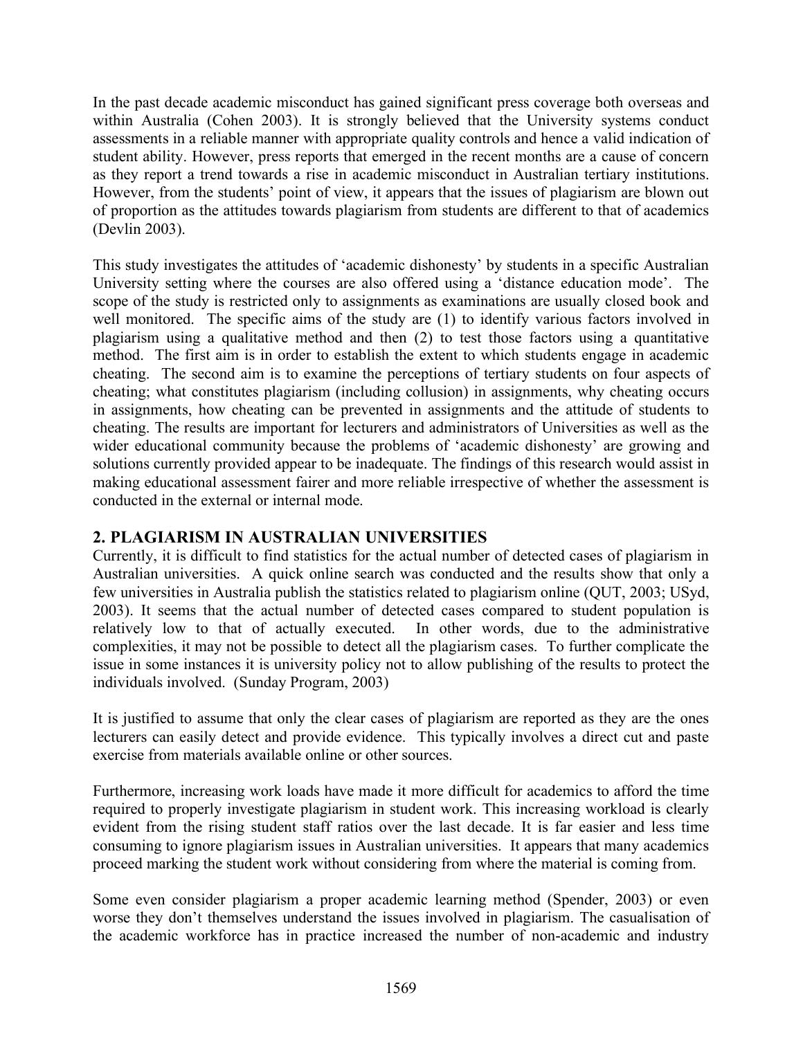In the past decade academic misconduct has gained significant press coverage both overseas and within Australia (Cohen 2003). It is strongly believed that the University systems conduct assessments in a reliable manner with appropriate quality controls and hence a valid indication of student ability. However, press reports that emerged in the recent months are a cause of concern as they report a trend towards a rise in academic misconduct in Australian tertiary institutions. However, from the students' point of view, it appears that the issues of plagiarism are blown out of proportion as the attitudes towards plagiarism from students are different to that of academics (Devlin 2003).

This study investigates the attitudes of 'academic dishonesty' by students in a specific Australian University setting where the courses are also offered using a 'distance education mode'. The scope of the study is restricted only to assignments as examinations are usually closed book and well monitored. The specific aims of the study are (1) to identify various factors involved in plagiarism using a qualitative method and then (2) to test those factors using a quantitative method. The first aim is in order to establish the extent to which students engage in academic cheating. The second aim is to examine the perceptions of tertiary students on four aspects of cheating; what constitutes plagiarism (including collusion) in assignments, why cheating occurs in assignments, how cheating can be prevented in assignments and the attitude of students to cheating. The results are important for lecturers and administrators of Universities as well as the wider educational community because the problems of 'academic dishonesty' are growing and solutions currently provided appear to be inadequate. The findings of this research would assist in making educational assessment fairer and more reliable irrespective of whether the assessment is conducted in the external or internal mode.

## 2. PLAGIARISM IN AUSTRALIAN UNIVERSITIES

Currently, it is difficult to find statistics for the actual number of detected cases of plagiarism in Australian universities. A quick online search was conducted and the results show that only a few universities in Australia publish the statistics related to plagiarism online (QUT, 2003; USyd, 2003). It seems that the actual number of detected cases compared to student population is relatively low to that of actually executed. In other words, due to the administrative complexities, it may not be possible to detect all the plagiarism cases. To further complicate the issue in some instances it is university policy not to allow publishing of the results to protect the individuals involved. (Sunday Program, 2003)

It is justified to assume that only the clear cases of plagiarism are reported as they are the ones lecturers can easily detect and provide evidence. This typically involves a direct cut and paste exercise from materials available online or other sources.

Furthermore, increasing work loads have made it more difficult for academics to afford the time required to properly investigate plagiarism in student work. This increasing workload is clearly evident from the rising student staff ratios over the last decade. It is far easier and less time consuming to ignore plagiarism issues in Australian universities. It appears that many academics proceed marking the student work without considering from where the material is coming from.

Some even consider plagiarism a proper academic learning method (Spender, 2003) or even worse they don't themselves understand the issues involved in plagiarism. The casualisation of the academic workforce has in practice increased the number of non-academic and industry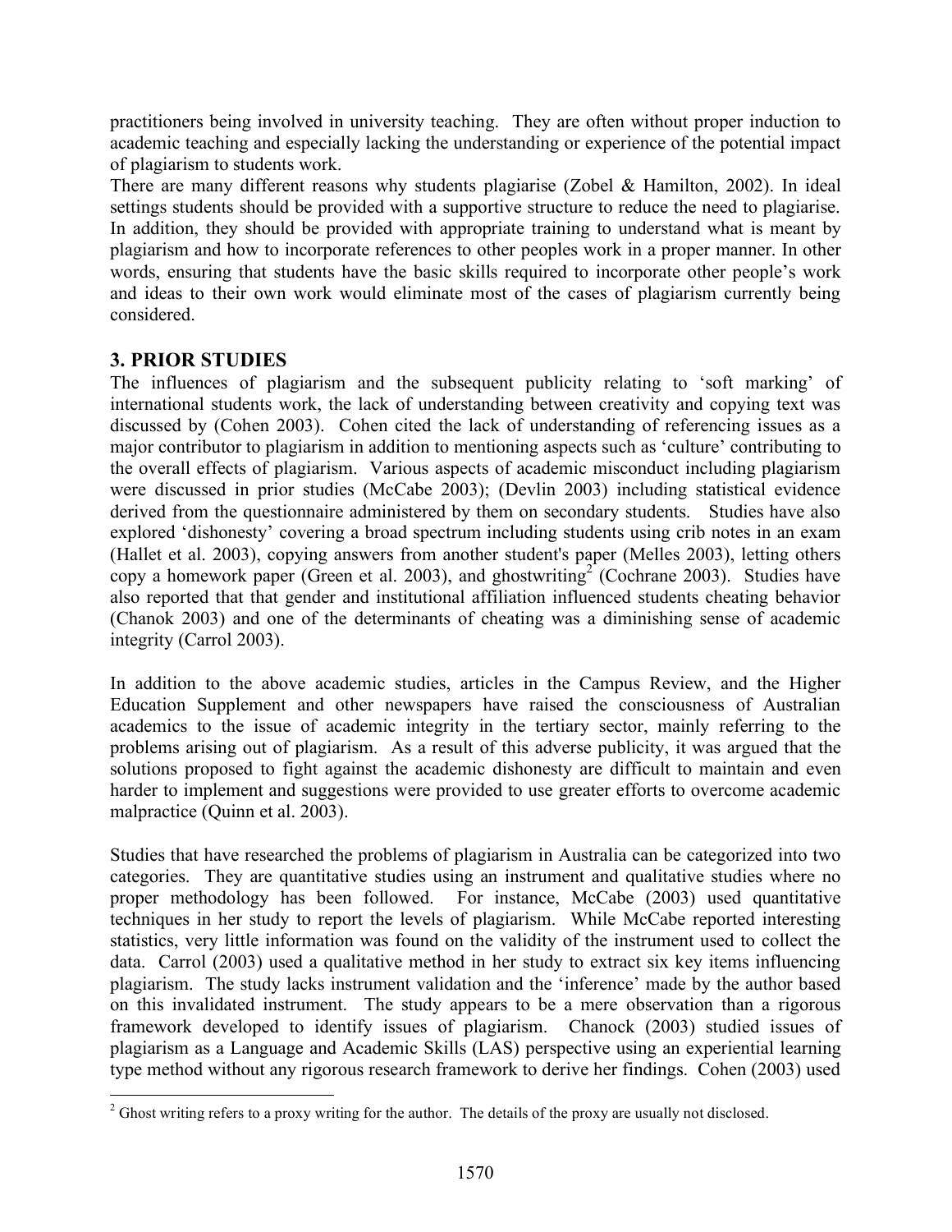practitioners being involved in university teaching. They are often without proper induction to academic teaching and especially lacking the understanding or experience of the potential impact of plagiarism to students work.
There are many different reasons why students plagiarise (Zobel & Hamilton, 2002). In ideal settings students should be provided with a supportive structure to reduce the need to plagiarise. In addition, they should be provided with appropriate training to understand what is meant by plagiarism and how to incorporate references to other peoples work in a proper manner. In other words, ensuring that students have the basic skills required to incorporate other people's work and ideas to their own work would eliminate most of the cases of plagiarism currently being considered.

## 3. PRIOR STUDIES

The influences of plagiarism and the subsequent publicity relating to 'soft marking' of international students work, the lack of understanding between creativity and copying text was discussed by (Cohen 2003). Cohen cited the lack of understanding of referencing issues as a major contributor to plagiarism in addition to mentioning aspects such as 'culture' contributing to the overall effects of plagiarism. Various aspects of academic misconduct including plagiarism were discussed in prior studies (McCabe 2003); (Devlin 2003) including statistical evidence derived from the questionnaire administered by them on secondary students. Studies have also explored 'dishonesty' covering a broad spectrum including students using crib notes in an exam (Hallet et al. 2003), copying answers from another student's paper (Melles 2003), letting others copy a homework paper (Green et al. 2003), and ghostwriting[2] (Cochrane 2003). Studies have also reported that that gender and institutional affiliation influenced students cheating behavior (Chanok 2003) and one of the determinants of cheating was a diminishing sense of academic integrity (Carrol 2003).

In addition to the above academic studies, articles in the Campus Review, and the Higher Education Supplement and other newspapers have raised the consciousness of Australian academics to the issue of academic integrity in the tertiary sector, mainly referring to the problems arising out of plagiarism. As a result of this adverse publicity, it was argued that the solutions proposed to fight against the academic dishonesty are difficult to maintain and even harder to implement and suggestions were provided to use greater efforts to overcome academic malpractice (Quinn et al. 2003).

Studies that have researched the problems of plagiarism in Australia can be categorized into two categories. They are quantitative studies using an instrument and qualitative studies where no proper methodology has been followed. For instance, McCabe (2003) used quantitative techniques in her study to report the levels of plagiarism. While McCabe reported interesting statistics, very little information was found on the validity of the instrument used to collect the data. Carrol (2003) used a qualitative method in her study to extract six key items influencing plagiarism. The study lacks instrument validation and the 'inference' made by the author based on this invalidated instrument. The study appears to be a mere observation than a rigorous framework developed to identify issues of plagiarism. Chanock (2003) studied issues of plagiarism as a Language and Academic Skills (LAS) perspective using an experiential learning type method without any rigorous research framework to derive her findings. Cohen (2003) used

[2] Ghost writing refers to a proxy writing for the author. The details of the proxy are usually not disclosed.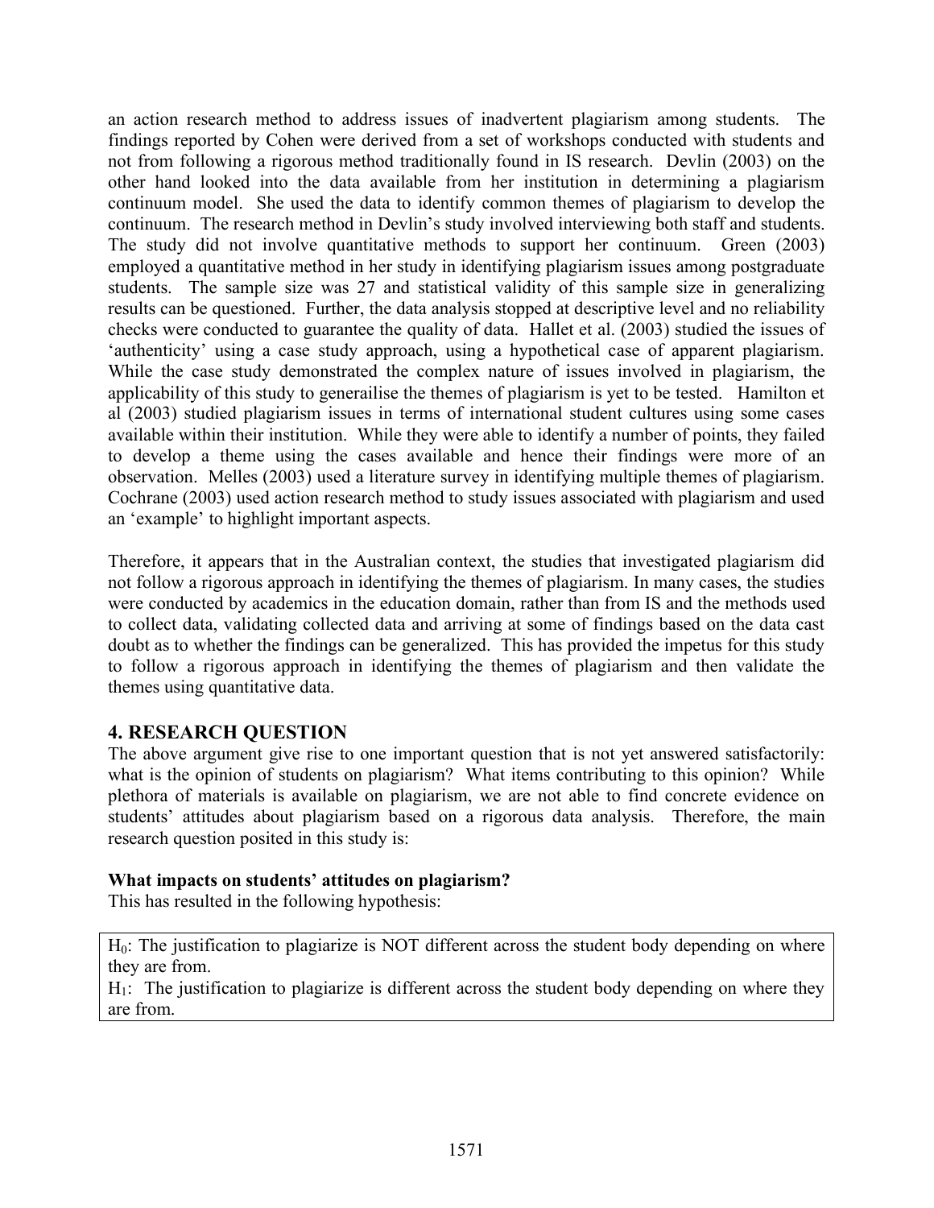an action research method to address issues of inadvertent plagiarism among students. The findings reported by Cohen were derived from a set of workshops conducted with students and not from following a rigorous method traditionally found in IS research. Devlin (2003) on the other hand looked into the data available from her institution in determining a plagiarism continuum model. She used the data to identify common themes of plagiarism to develop the continuum. The research method in Devlin's study involved interviewing both staff and students. The study did not involve quantitative methods to support her continuum. Green (2003) employed a quantitative method in her study in identifying plagiarism issues among postgraduate students. The sample size was 27 and statistical validity of this sample size in generalizing results can be questioned. Further, the data analysis stopped at descriptive level and no reliability checks were conducted to guarantee the quality of data. Hallet et al. (2003) studied the issues of 'authenticity' using a case study approach, using a hypothetical case of apparent plagiarism. While the case study demonstrated the complex nature of issues involved in plagiarism, the applicability of this study to generailise the themes of plagiarism is yet to be tested. Hamilton et al (2003) studied plagiarism issues in terms of international student cultures using some cases available within their institution. While they were able to identify a number of points, they failed to develop a theme using the cases available and hence their findings were more of an observation. Melles (2003) used a literature survey in identifying multiple themes of plagiarism. Cochrane (2003) used action research method to study issues associated with plagiarism and used an 'example' to highlight important aspects.

Therefore, it appears that in the Australian context, the studies that investigated plagiarism did not follow a rigorous approach in identifying the themes of plagiarism. In many cases, the studies were conducted by academics in the education domain, rather than from IS and the methods used to collect data, validating collected data and arriving at some of findings based on the data cast doubt as to whether the findings can be generalized. This has provided the impetus for this study to follow a rigorous approach in identifying the themes of plagiarism and then validate the themes using quantitative data.

## 4. RESEARCH QUESTION

The above argument give rise to one important question that is not yet answered satisfactorily: what is the opinion of students on plagiarism? What items contributing to this opinion? While plethora of materials is available on plagiarism, we are not able to find concrete evidence on students' attitudes about plagiarism based on a rigorous data analysis. Therefore, the main research question posited in this study is:

**What impacts on students' attitudes on plagiarism?**

This has resulted in the following hypothesis:

$H_0$: The justification to plagiarize is NOT different across the student body depending on where they are from.

$H_1$: The justification to plagiarize is different across the student body depending on where they are from.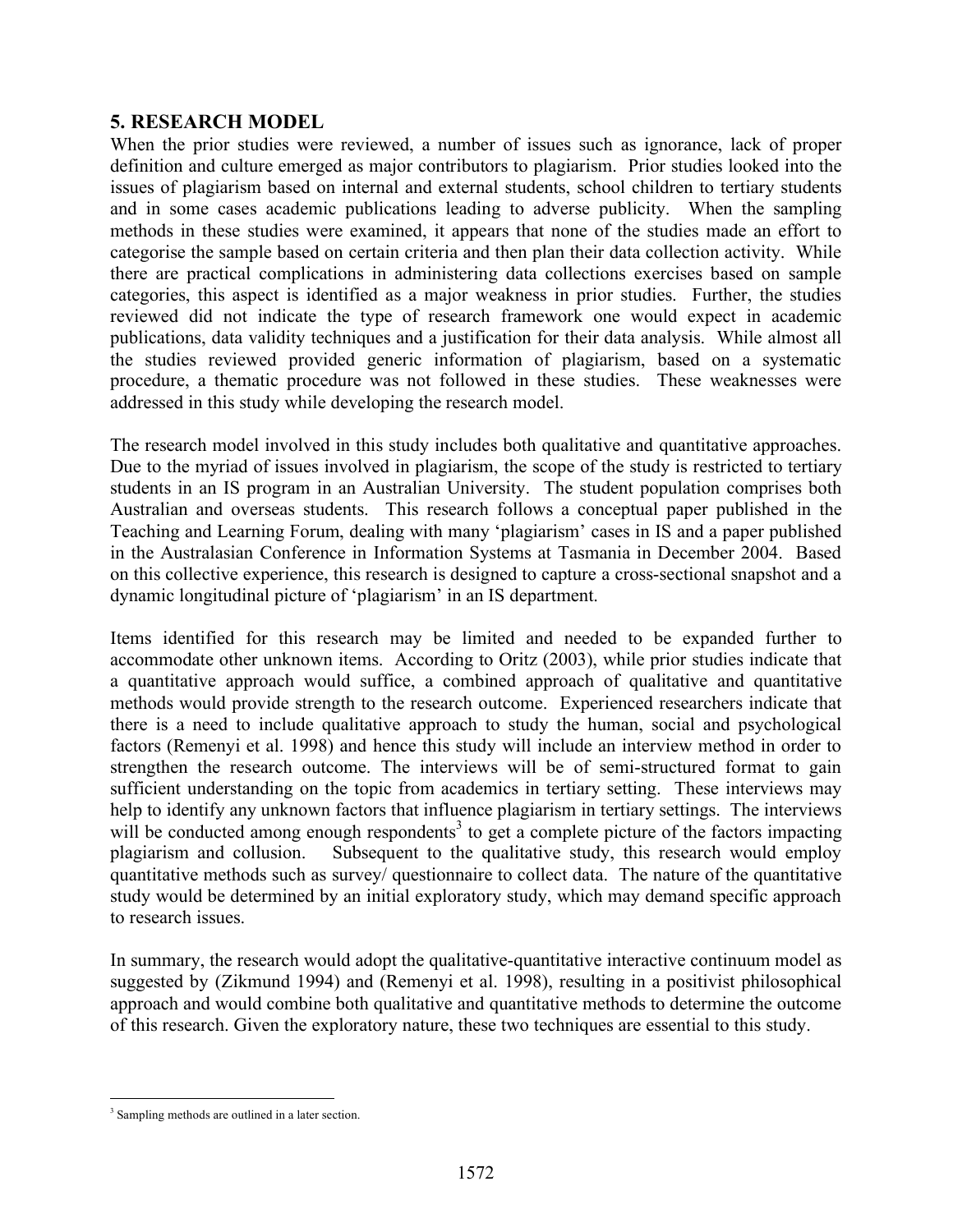## 5. RESEARCH MODEL

When the prior studies were reviewed, a number of issues such as ignorance, lack of proper definition and culture emerged as major contributors to plagiarism. Prior studies looked into the issues of plagiarism based on internal and external students, school children to tertiary students and in some cases academic publications leading to adverse publicity. When the sampling methods in these studies were examined, it appears that none of the studies made an effort to categorise the sample based on certain criteria and then plan their data collection activity. While there are practical complications in administering data collections exercises based on sample categories, this aspect is identified as a major weakness in prior studies. Further, the studies reviewed did not indicate the type of research framework one would expect in academic publications, data validity techniques and a justification for their data analysis. While almost all the studies reviewed provided generic information of plagiarism, based on a systematic procedure, a thematic procedure was not followed in these studies. These weaknesses were addressed in this study while developing the research model.

The research model involved in this study includes both qualitative and quantitative approaches. Due to the myriad of issues involved in plagiarism, the scope of the study is restricted to tertiary students in an IS program in an Australian University. The student population comprises both Australian and overseas students. This research follows a conceptual paper published in the Teaching and Learning Forum, dealing with many 'plagiarism' cases in IS and a paper published in the Australasian Conference in Information Systems at Tasmania in December 2004. Based on this collective experience, this research is designed to capture a cross-sectional snapshot and a dynamic longitudinal picture of 'plagiarism' in an IS department.

Items identified for this research may be limited and needed to be expanded further to accommodate other unknown items. According to Oritz (2003), while prior studies indicate that a quantitative approach would suffice, a combined approach of qualitative and quantitative methods would provide strength to the research outcome. Experienced researchers indicate that there is a need to include qualitative approach to study the human, social and psychological factors (Remenyi et al. 1998) and hence this study will include an interview method in order to strengthen the research outcome. The interviews will be of semi-structured format to gain sufficient understanding on the topic from academics in tertiary setting. These interviews may help to identify any unknown factors that influence plagiarism in tertiary settings. The interviews will be conducted among enough respondents[3] to get a complete picture of the factors impacting plagiarism and collusion. Subsequent to the qualitative study, this research would employ quantitative methods such as survey/ questionnaire to collect data. The nature of the quantitative study would be determined by an initial exploratory study, which may demand specific approach to research issues.

In summary, the research would adopt the qualitative-quantitative interactive continuum model as suggested by (Zikmund 1994) and (Remenyi et al. 1998), resulting in a positivist philosophical approach and would combine both qualitative and quantitative methods to determine the outcome of this research. Given the exploratory nature, these two techniques are essential to this study.

[3] Sampling methods are outlined in a later section.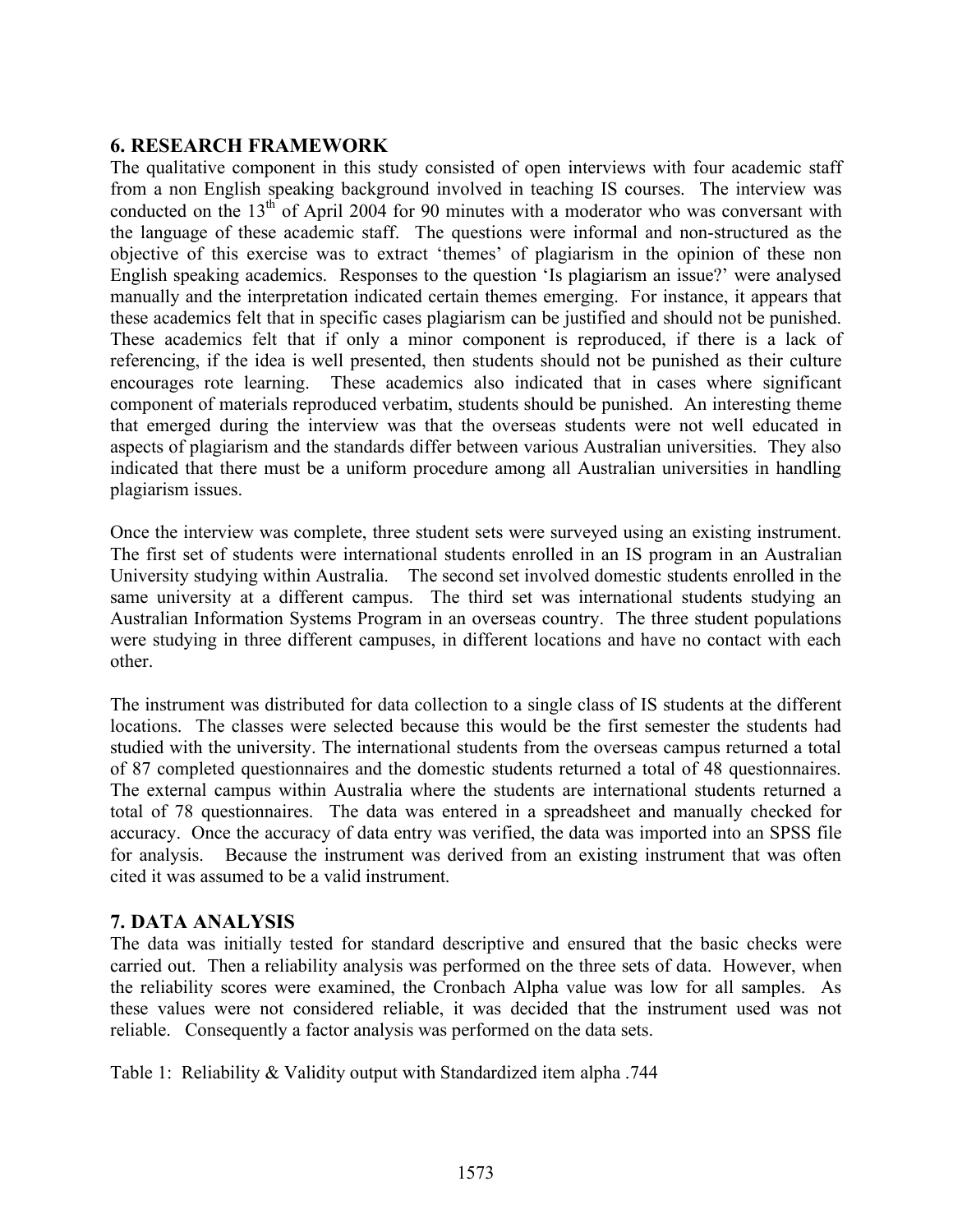## 6. RESEARCH FRAMEWORK

The qualitative component in this study consisted of open interviews with four academic staff from a non English speaking background involved in teaching IS courses. The interview was conducted on the 13th of April 2004 for 90 minutes with a moderator who was conversant with the language of these academic staff. The questions were informal and non-structured as the objective of this exercise was to extract 'themes' of plagiarism in the opinion of these non English speaking academics. Responses to the question 'Is plagiarism an issue?' were analysed manually and the interpretation indicated certain themes emerging. For instance, it appears that these academics felt that in specific cases plagiarism can be justified and should not be punished. These academics felt that if only a minor component is reproduced, if there is a lack of referencing, if the idea is well presented, then students should not be punished as their culture encourages rote learning. These academics also indicated that in cases where significant component of materials reproduced verbatim, students should be punished. An interesting theme that emerged during the interview was that the overseas students were not well educated in aspects of plagiarism and the standards differ between various Australian universities. They also indicated that there must be a uniform procedure among all Australian universities in handling plagiarism issues.

Once the interview was complete, three student sets were surveyed using an existing instrument. The first set of students were international students enrolled in an IS program in an Australian University studying within Australia. The second set involved domestic students enrolled in the same university at a different campus. The third set was international students studying an Australian Information Systems Program in an overseas country. The three student populations were studying in three different campuses, in different locations and have no contact with each other.

The instrument was distributed for data collection to a single class of IS students at the different locations. The classes were selected because this would be the first semester the students had studied with the university. The international students from the overseas campus returned a total of 87 completed questionnaires and the domestic students returned a total of 48 questionnaires. The external campus within Australia where the students are international students returned a total of 78 questionnaires. The data was entered in a spreadsheet and manually checked for accuracy. Once the accuracy of data entry was verified, the data was imported into an SPSS file for analysis. Because the instrument was derived from an existing instrument that was often cited it was assumed to be a valid instrument.

## 7. DATA ANALYSIS

The data was initially tested for standard descriptive and ensured that the basic checks were carried out. Then a reliability analysis was performed on the three sets of data. However, when the reliability scores were examined, the Cronbach Alpha value was low for all samples. As these values were not considered reliable, it was decided that the instrument used was not reliable. Consequently a factor analysis was performed on the data sets.

Table 1: Reliability & Validity output with Standardized item alpha .744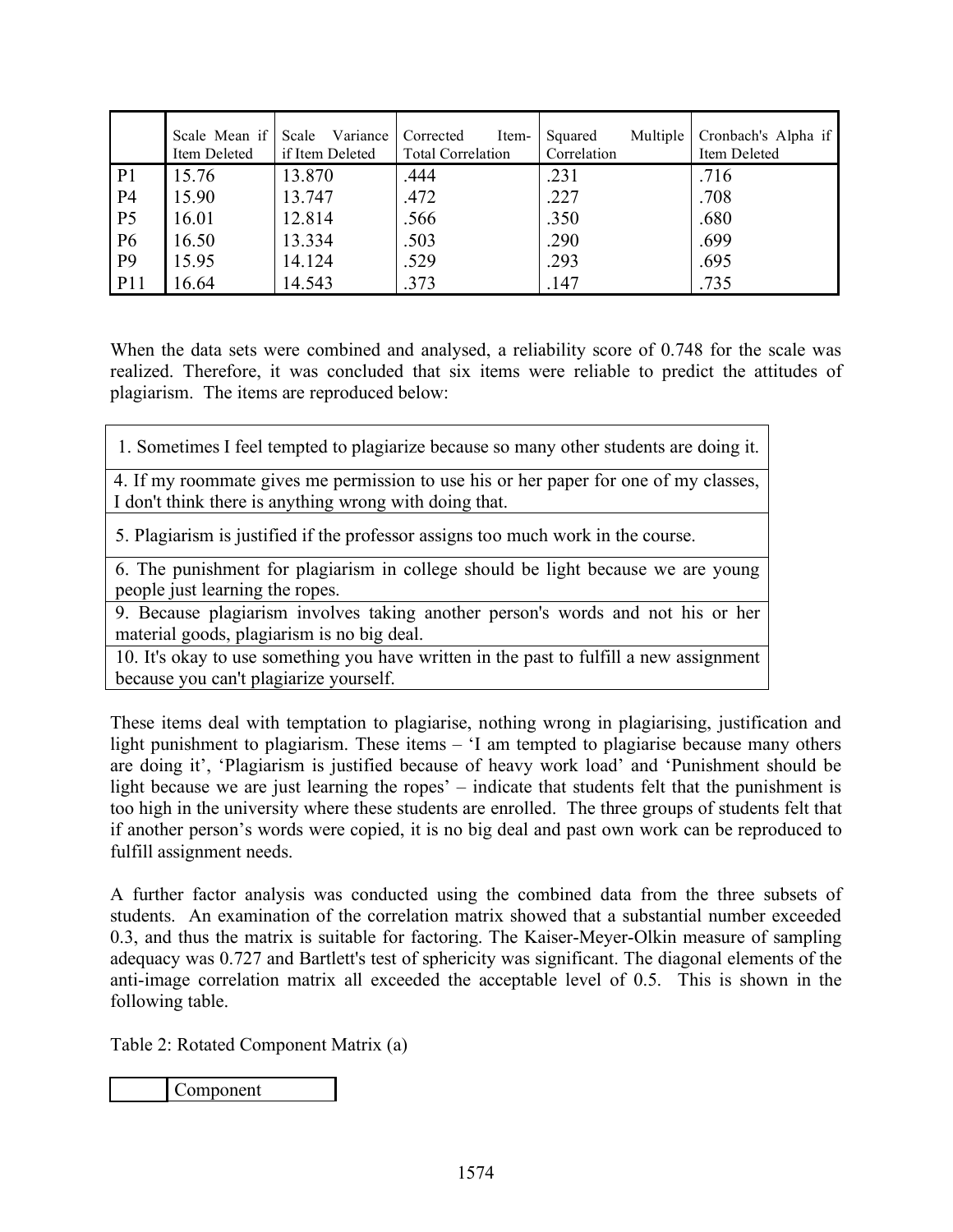| | Scale Mean if Item Deleted | Scale Variance if Item Deleted | Corrected Item-Total Correlation | Squared Multiple Correlation | Cronbach's Alpha if Item Deleted |
|---|---|---|---|---|---|
| P1 | 15.76 | 13.870 | .444 | .231 | .716 |
| P4 | 15.90 | 13.747 | .472 | .227 | .708 |
| P5 | 16.01 | 12.814 | .566 | .350 | .680 |
| P6 | 16.50 | 13.334 | .503 | .290 | .699 |
| P9 | 15.95 | 14.124 | .529 | .293 | .695 |
| P11 | 16.64 | 14.543 | .373 | .147 | .735 |

When the data sets were combined and analysed, a reliability score of 0.748 for the scale was realized. Therefore, it was concluded that six items were reliable to predict the attitudes of plagiarism. The items are reproduced below:

| |
|---|
| 1. Sometimes I feel tempted to plagiarize because so many other students are doing it. |
| 4. If my roommate gives me permission to use his or her paper for one of my classes, I don't think there is anything wrong with doing that. |
| 5. Plagiarism is justified if the professor assigns too much work in the course. |
| 6. The punishment for plagiarism in college should be light because we are young people just learning the ropes. |
| 9. Because plagiarism involves taking another person's words and not his or her material goods, plagiarism is no big deal. |
| 10. It's okay to use something you have written in the past to fulfill a new assignment because you can't plagiarize yourself. |

These items deal with temptation to plagiarise, nothing wrong in plagiarising, justification and light punishment to plagiarism. These items – 'I am tempted to plagiarise because many others are doing it', 'Plagiarism is justified because of heavy work load' and 'Punishment should be light because we are just learning the ropes' – indicate that students felt that the punishment is too high in the university where these students are enrolled. The three groups of students felt that if another person's words were copied, it is no big deal and past own work can be reproduced to fulfill assignment needs.

A further factor analysis was conducted using the combined data from the three subsets of students. An examination of the correlation matrix showed that a substantial number exceeded 0.3, and thus the matrix is suitable for factoring. The Kaiser-Meyer-Olkin measure of sampling adequacy was 0.727 and Bartlett's test of sphericity was significant. The diagonal elements of the anti-image correlation matrix all exceeded the acceptable level of 0.5. This is shown in the following table.

Table 2: Rotated Component Matrix (a)

| | Component |
|---|---|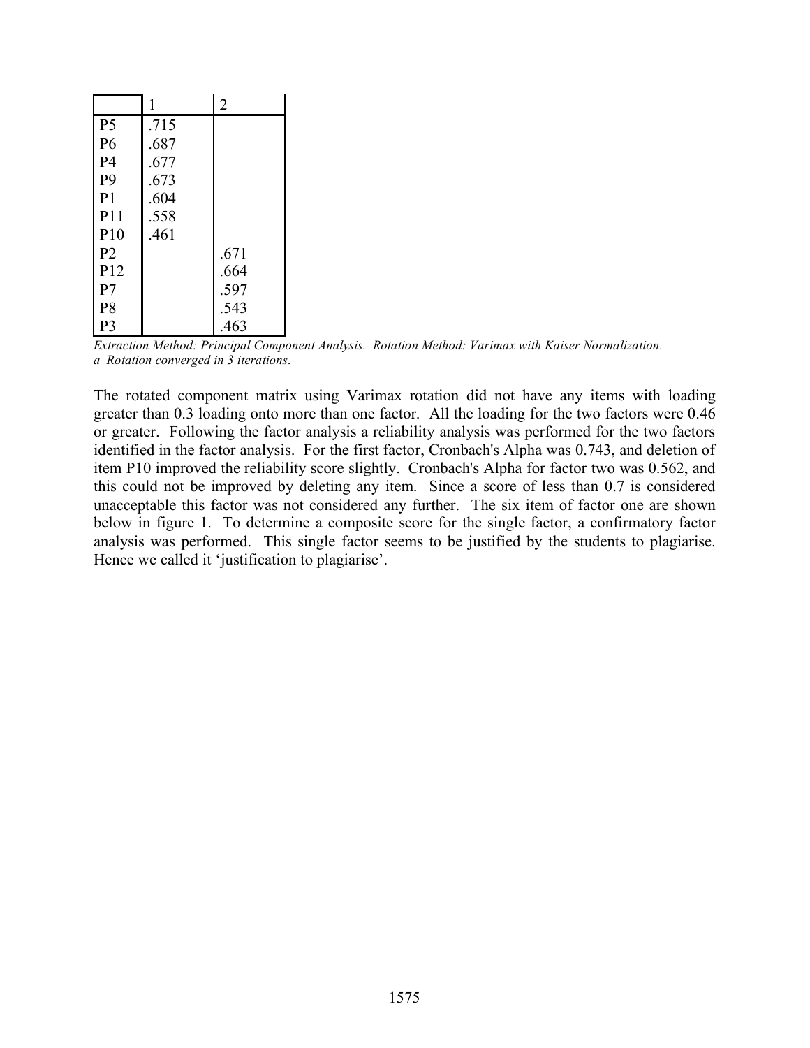| | 1 | 2 |
|---|---|---|
| P5 | .715 | |
| P6 | .687 | |
| P4 | .677 | |
| P9 | .673 | |
| P1 | .604 | |
| P11 | .558 | |
| P10 | .461 | |
| P2 | | .671 |
| P12 | | .664 |
| P7 | | .597 |
| P8 | | .543 |
| P3 | | .463 |

*Extraction Method: Principal Component Analysis. Rotation Method: Varimax with Kaiser Normalization.*
*a Rotation converged in 3 iterations.*

The rotated component matrix using Varimax rotation did not have any items with loading greater than 0.3 loading onto more than one factor. All the loading for the two factors were 0.46 or greater. Following the factor analysis a reliability analysis was performed for the two factors identified in the factor analysis. For the first factor, Cronbach's Alpha was 0.743, and deletion of item P10 improved the reliability score slightly. Cronbach's Alpha for factor two was 0.562, and this could not be improved by deleting any item. Since a score of less than 0.7 is considered unacceptable this factor was not considered any further. The six item of factor one are shown below in figure 1. To determine a composite score for the single factor, a confirmatory factor analysis was performed. This single factor seems to be justified by the students to plagiarise. Hence we called it 'justification to plagiarise'.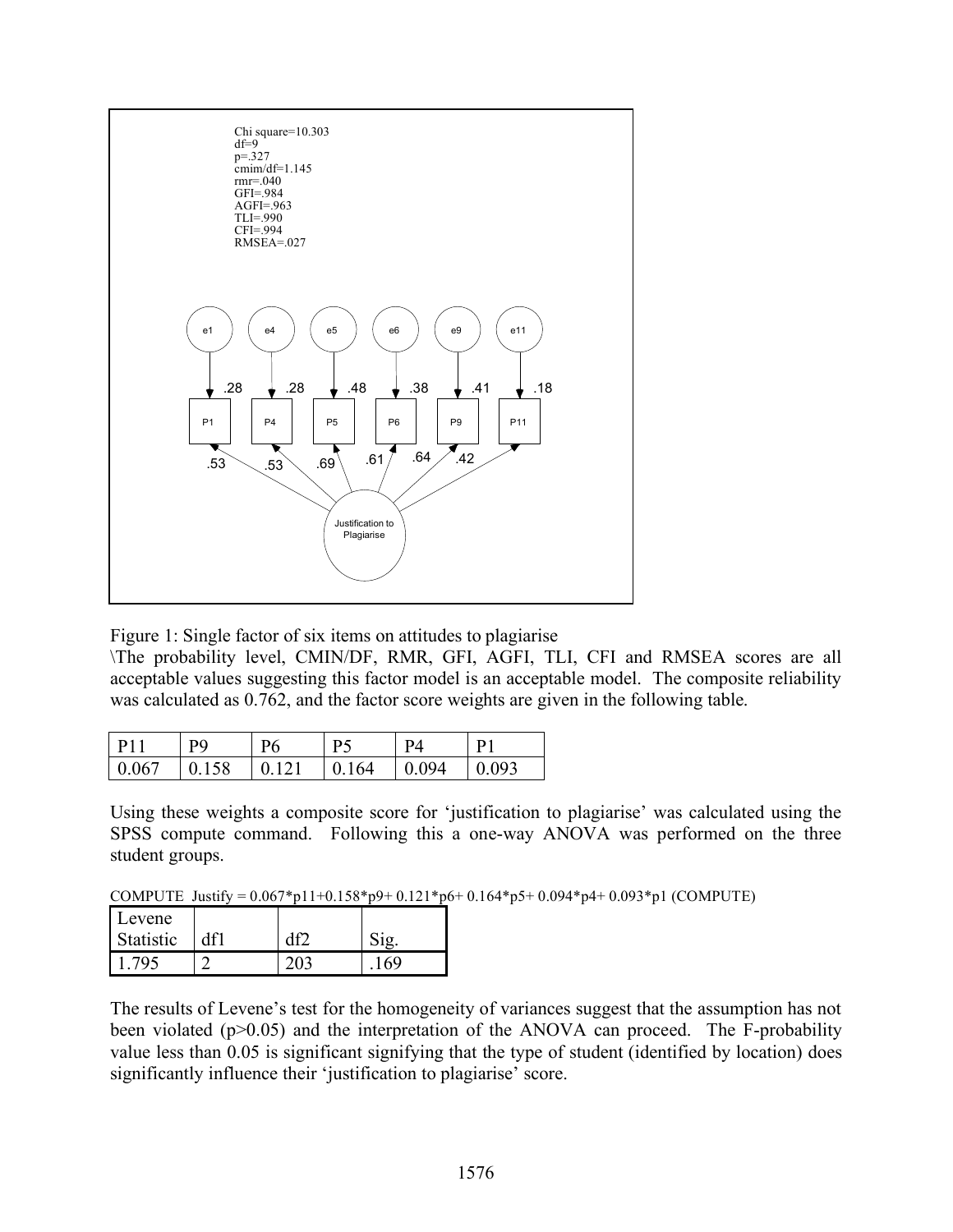Figure 1: Single factor of six items on attitudes to plagiarise

\The probability level, CMIN/DF, RMR, GFI, AGFI, TLI, CFI and RMSEA scores are all acceptable values suggesting this factor model is an acceptable model. The composite reliability was calculated as 0.762, and the factor score weights are given in the following table.

| P11 | P9 | P6 | P5 | P4 | P1 |
|---|---|---|---|---|---|
| 0.067 | 0.158 | 0.121 | 0.164 | 0.094 | 0.093 |

Using these weights a composite score for 'justification to plagiarise' was calculated using the SPSS compute command. Following this a one-way ANOVA was performed on the three student groups.

COMPUTE Justify = 0.067*p11+0.158*p9+ 0.121*p6+ 0.164*p5+ 0.094*p4+ 0.093*p1 (COMPUTE)

| Levene Statistic | df1 | df2 | Sig. |
|---|---|---|---|
| 1.795 | 2 | 203 | .169 |

The results of Levene's test for the homogeneity of variances suggest that the assumption has not been violated ($p>0.05$) and the interpretation of the ANOVA can proceed. The F-probability value less than 0.05 is significant signifying that the type of student (identified by location) does significantly influence their 'justification to plagiarise' score.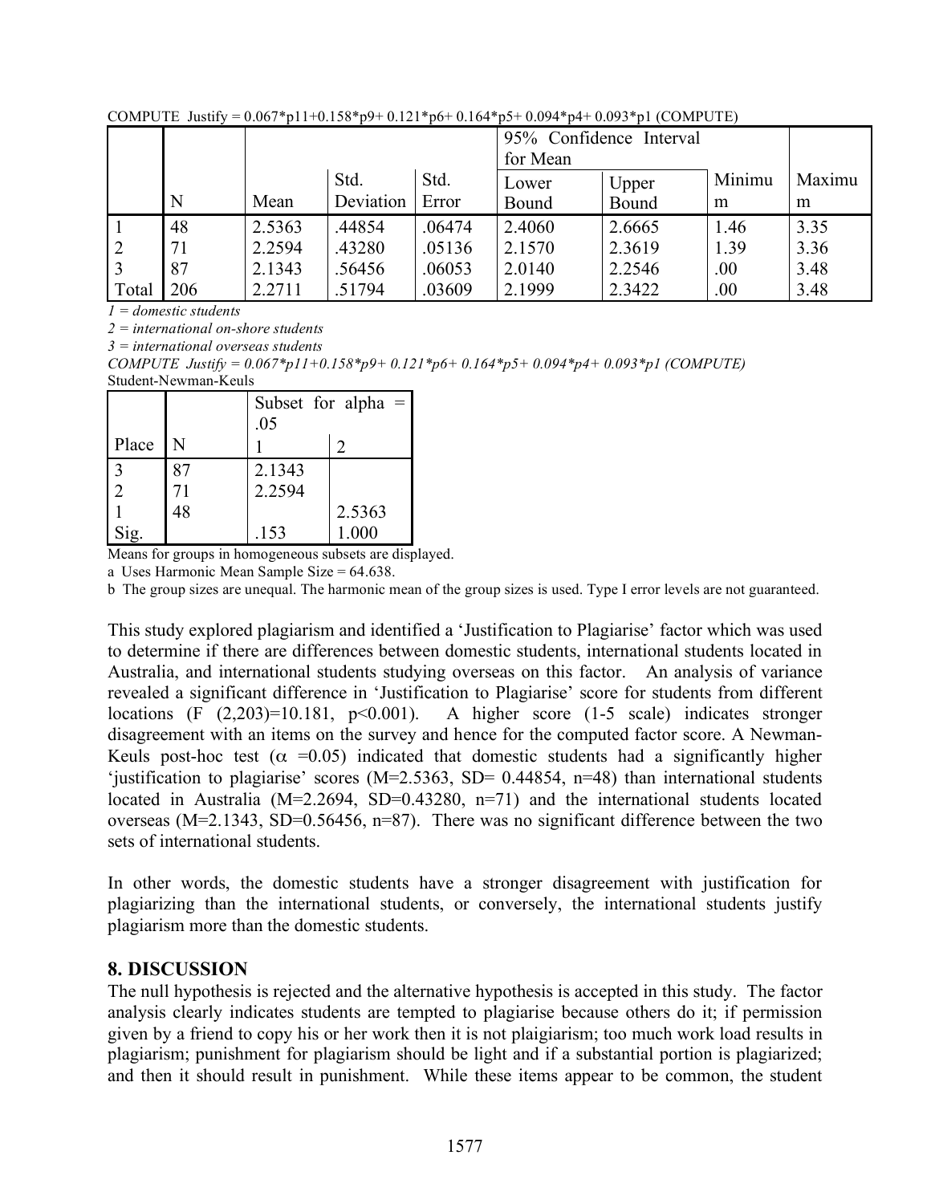COMPUTE Justify = 0.067*p11+0.158*p9+ 0.121*p6+ 0.164*p5+ 0.094*p4+ 0.093*p1 (COMPUTE)

| | | | | | 95% Confidence Interval for Mean | | | |
|---|---|---|---|---|---|---|---|---|
| | N | Mean | Std. Deviation | Std. Error | Lower Bound | Upper Bound | Minimum | Maximum |
| 1 | 48 | 2.5363 | .44854 | .06474 | 2.4060 | 2.6665 | 1.46 | 3.35 |
| 2 | 71 | 2.2594 | .43280 | .05136 | 2.1570 | 2.3619 | 1.39 | 3.36 |
| 3 | 87 | 2.1343 | .56456 | .06053 | 2.0140 | 2.2546 | .00 | 3.48 |
| Total | 206 | 2.2711 | .51794 | .03609 | 2.1999 | 2.3422 | .00 | 3.48 |

*1 = domestic students*

*2 = international on-shore students*

*3 = international overseas students*

*COMPUTE Justify = 0.067*p11+0.158*p9+ 0.121*p6+ 0.164*p5+ 0.094*p4+ 0.093*p1 (COMPUTE)*

Student-Newman-Keuls

| | | Subset for alpha = .05 | |
|---|---|---|---|
| Place | N | 1 | 2 |
| 3 | 87 | 2.1343 | |
| 2 | 71 | 2.2594 | |
| 1 | 48 | | 2.5363 |
| Sig. | | .153 | 1.000 |

Means for groups in homogeneous subsets are displayed.

a Uses Harmonic Mean Sample Size = 64.638.

b The group sizes are unequal. The harmonic mean of the group sizes is used. Type I error levels are not guaranteed.

This study explored plagiarism and identified a 'Justification to Plagiarise' factor which was used to determine if there are differences between domestic students, international students located in Australia, and international students studying overseas on this factor. An analysis of variance revealed a significant difference in 'Justification to Plagiarise' score for students from different locations ($F\ (2,203)=10.181,\ p<0.001$). A higher score (1-5 scale) indicates stronger disagreement with an items on the survey and hence for the computed factor score. A Newman-Keuls post-hoc test ($\alpha\ =0.05$) indicated that domestic students had a significantly higher 'justification to plagiarise' scores (M=2.5363, SD= 0.44854, n=48) than international students located in Australia (M=2.2694, SD=0.43280, n=71) and the international students located overseas (M=2.1343, SD=0.56456, n=87). There was no significant difference between the two sets of international students.

In other words, the domestic students have a stronger disagreement with justification for plagiarizing than the international students, or conversely, the international students justify plagiarism more than the domestic students.

## 8. DISCUSSION

The null hypothesis is rejected and the alternative hypothesis is accepted in this study. The factor analysis clearly indicates students are tempted to plagiarise because others do it; if permission given by a friend to copy his or her work then it is not plaigiarism; too much work load results in plagiarism; punishment for plagiarism should be light and if a substantial portion is plagiarized; and then it should result in punishment. While these items appear to be common, the student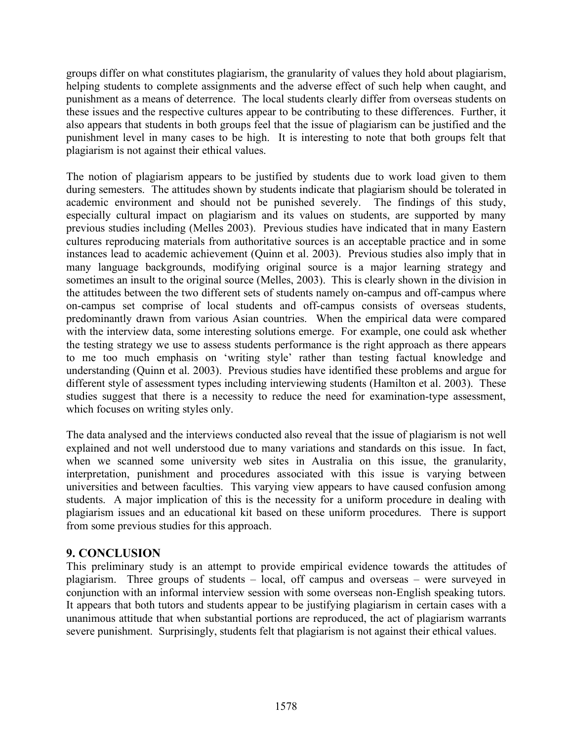groups differ on what constitutes plagiarism, the granularity of values they hold about plagiarism, helping students to complete assignments and the adverse effect of such help when caught, and punishment as a means of deterrence. The local students clearly differ from overseas students on these issues and the respective cultures appear to be contributing to these differences. Further, it also appears that students in both groups feel that the issue of plagiarism can be justified and the punishment level in many cases to be high. It is interesting to note that both groups felt that plagiarism is not against their ethical values.

The notion of plagiarism appears to be justified by students due to work load given to them during semesters. The attitudes shown by students indicate that plagiarism should be tolerated in academic environment and should not be punished severely. The findings of this study, especially cultural impact on plagiarism and its values on students, are supported by many previous studies including (Melles 2003). Previous studies have indicated that in many Eastern cultures reproducing materials from authoritative sources is an acceptable practice and in some instances lead to academic achievement (Quinn et al. 2003). Previous studies also imply that in many language backgrounds, modifying original source is a major learning strategy and sometimes an insult to the original source (Melles, 2003). This is clearly shown in the division in the attitudes between the two different sets of students namely on-campus and off-campus where on-campus set comprise of local students and off-campus consists of overseas students, predominantly drawn from various Asian countries. When the empirical data were compared with the interview data, some interesting solutions emerge. For example, one could ask whether the testing strategy we use to assess students performance is the right approach as there appears to me too much emphasis on 'writing style' rather than testing factual knowledge and understanding (Quinn et al. 2003). Previous studies have identified these problems and argue for different style of assessment types including interviewing students (Hamilton et al. 2003). These studies suggest that there is a necessity to reduce the need for examination-type assessment, which focuses on writing styles only.

The data analysed and the interviews conducted also reveal that the issue of plagiarism is not well explained and not well understood due to many variations and standards on this issue. In fact, when we scanned some university web sites in Australia on this issue, the granularity, interpretation, punishment and procedures associated with this issue is varying between universities and between faculties. This varying view appears to have caused confusion among students. A major implication of this is the necessity for a uniform procedure in dealing with plagiarism issues and an educational kit based on these uniform procedures. There is support from some previous studies for this approach.

## 9. CONCLUSION

This preliminary study is an attempt to provide empirical evidence towards the attitudes of plagiarism. Three groups of students – local, off campus and overseas – were surveyed in conjunction with an informal interview session with some overseas non-English speaking tutors. It appears that both tutors and students appear to be justifying plagiarism in certain cases with a unanimous attitude that when substantial portions are reproduced, the act of plagiarism warrants severe punishment. Surprisingly, students felt that plagiarism is not against their ethical values.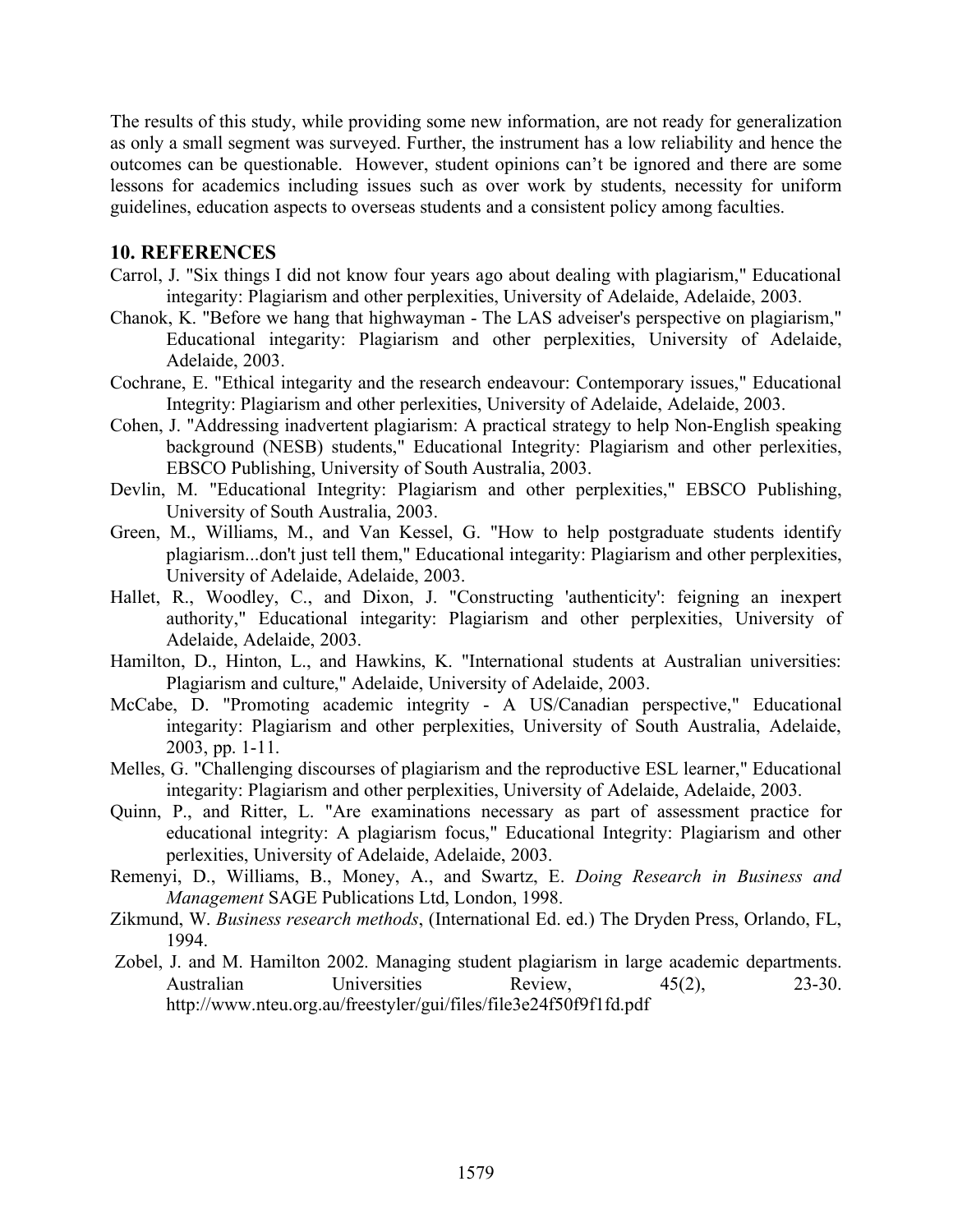The results of this study, while providing some new information, are not ready for generalization as only a small segment was surveyed. Further, the instrument has a low reliability and hence the outcomes can be questionable. However, student opinions can't be ignored and there are some lessons for academics including issues such as over work by students, necessity for uniform guidelines, education aspects to overseas students and a consistent policy among faculties.

## 10. REFERENCES

Carrol, J. "Six things I did not know four years ago about dealing with plagiarism," Educational integarity: Plagiarism and other perplexities, University of Adelaide, Adelaide, 2003.

Chanok, K. "Before we hang that highwayman - The LAS adveiser's perspective on plagiarism," Educational integarity: Plagiarism and other perplexities, University of Adelaide, Adelaide, 2003.

Cochrane, E. "Ethical integarity and the research endeavour: Contemporary issues," Educational Integrity: Plagiarism and other perlexities, University of Adelaide, Adelaide, 2003.

Cohen, J. "Addressing inadvertent plagiarism: A practical strategy to help Non-English speaking background (NESB) students," Educational Integrity: Plagiarism and other perlexities, EBSCO Publishing, University of South Australia, 2003.

Devlin, M. "Educational Integrity: Plagiarism and other perplexities," EBSCO Publishing, University of South Australia, 2003.

Green, M., Williams, M., and Van Kessel, G. "How to help postgraduate students identify plagiarism...don't just tell them," Educational integarity: Plagiarism and other perplexities, University of Adelaide, Adelaide, 2003.

Hallet, R., Woodley, C., and Dixon, J. "Constructing 'authenticity': feigning an inexpert authority," Educational integarity: Plagiarism and other perplexities, University of Adelaide, Adelaide, 2003.

Hamilton, D., Hinton, L., and Hawkins, K. "International students at Australian universities: Plagiarism and culture," Adelaide, University of Adelaide, 2003.

McCabe, D. "Promoting academic integrity - A US/Canadian perspective," Educational integarity: Plagiarism and other perplexities, University of South Australia, Adelaide, 2003, pp. 1-11.

Melles, G. "Challenging discourses of plagiarism and the reproductive ESL learner," Educational integarity: Plagiarism and other perplexities, University of Adelaide, Adelaide, 2003.

Quinn, P., and Ritter, L. "Are examinations necessary as part of assessment practice for educational integrity: A plagiarism focus," Educational Integrity: Plagiarism and other perlexities, University of Adelaide, Adelaide, 2003.

Remenyi, D., Williams, B., Money, A., and Swartz, E. *Doing Research in Business and Management* SAGE Publications Ltd, London, 1998.

Zikmund, W. *Business research methods*, (International Ed. ed.) The Dryden Press, Orlando, FL, 1994.

Zobel, J. and M. Hamilton 2002. Managing student plagiarism in large academic departments. Australian Universities Review, 45(2), 23-30. http://www.nteu.org.au/freestyler/gui/files/file3e24f50f9f1fd.pdf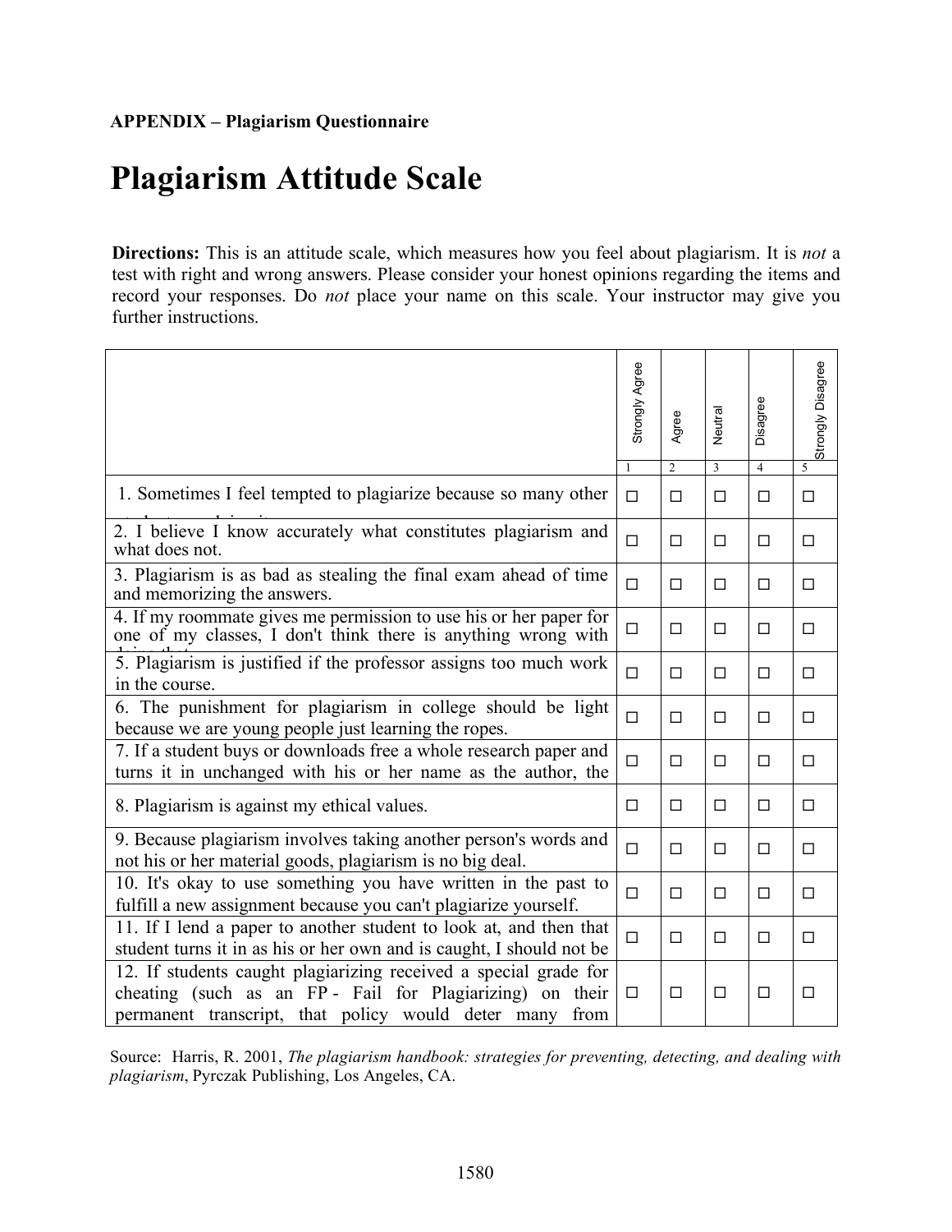**APPENDIX – Plagiarism Questionnaire**

# Plagiarism Attitude Scale

**Directions:** This is an attitude scale, which measures how you feel about plagiarism. It is *not* a test with right and wrong answers. Please consider your honest opinions regarding the items and record your responses. Do *not* place your name on this scale. Your instructor may give you further instructions.

| | Strongly Agree<br>1 | Agree<br>2 | Neutral<br>3 | Disagree<br>4 | Strongly Disagree<br>5 |
|---|---|---|---|---|---|
| 1. Sometimes I feel tempted to plagiarize because so many other | ☐ | ☐ | ☐ | ☐ | ☐ |
| 2. I believe I know accurately what constitutes plagiarism and what does not. | ☐ | ☐ | ☐ | ☐ | ☐ |
| 3. Plagiarism is as bad as stealing the final exam ahead of time and memorizing the answers. | ☐ | ☐ | ☐ | ☐ | ☐ |
| 4. If my roommate gives me permission to use his or her paper for one of my classes, I don't think there is anything wrong with | ☐ | ☐ | ☐ | ☐ | ☐ |
| 5. Plagiarism is justified if the professor assigns too much work in the course. | ☐ | ☐ | ☐ | ☐ | ☐ |
| 6. The punishment for plagiarism in college should be light because we are young people just learning the ropes. | ☐ | ☐ | ☐ | ☐ | ☐ |
| 7. If a student buys or downloads free a whole research paper and turns it in unchanged with his or her name as the author, the | ☐ | ☐ | ☐ | ☐ | ☐ |
| 8. Plagiarism is against my ethical values. | ☐ | ☐ | ☐ | ☐ | ☐ |
| 9. Because plagiarism involves taking another person's words and not his or her material goods, plagiarism is no big deal. | ☐ | ☐ | ☐ | ☐ | ☐ |
| 10. It's okay to use something you have written in the past to fulfill a new assignment because you can't plagiarize yourself. | ☐ | ☐ | ☐ | ☐ | ☐ |
| 11. If I lend a paper to another student to look at, and then that student turns it in as his or her own and is caught, I should not be | ☐ | ☐ | ☐ | ☐ | ☐ |
| 12. If students caught plagiarizing received a special grade for cheating (such as an FP - Fail for Plagiarizing) on their permanent transcript, that policy would deter many from | ☐ | ☐ | ☐ | ☐ | ☐ |

Source: Harris, R. 2001, *The plagiarism handbook: strategies for preventing, detecting, and dealing with plagiarism*, Pyrczak Publishing, Los Angeles, CA.